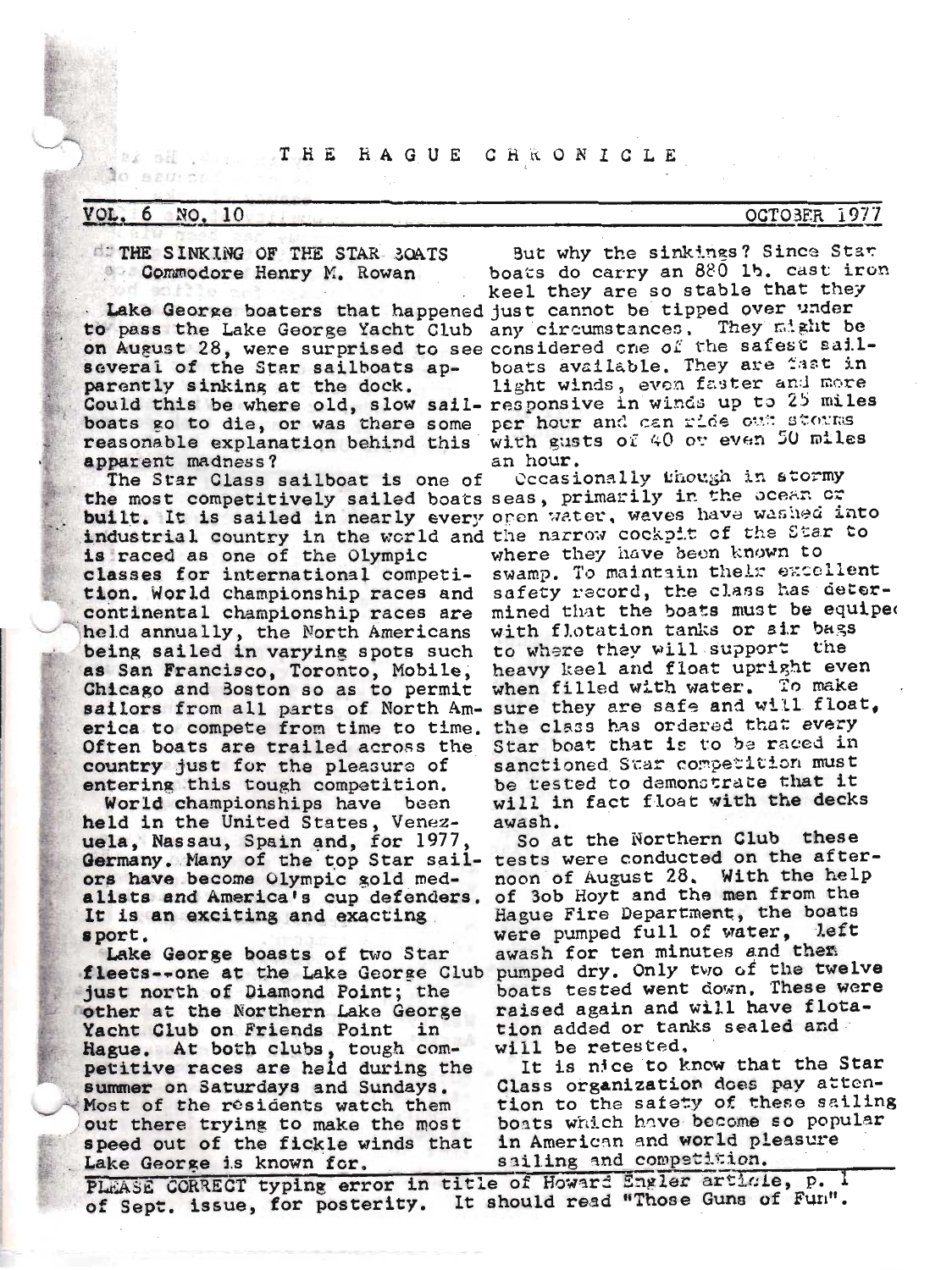# THE HAGUE CHRONICLE

VOL. 6 NO. 10 OCTOBER 1977

## THE SINKING OF THE STAR BOATS

**Commodore Henry M. Rowan**

Lake George boaters that happened to pass the Lake George Yacht Club on August 28, were surprised to see several of the Star sailboats apparently sinking at the dock. Could this be where old, slow sailboats go to die, or was there some reasonable explanation behind this apparent madness?

The Star Class sailboat is one of the most competitively sailed boats built. It is sailed in nearly every industrial country in the world and is raced as one of the Olympic classes for international competition. World championship races and continental championship races are held annually, the North Americans being sailed in varying spots such as San Francisco, Toronto, Mobile, Chicago and Boston so as to permit sailors from all parts of North America to compete from time to time. Often boats are trailed across the country just for the pleasure of entering this tough competition.

World championships have been held in the United States, Venezuela, Nassau, Spain and, for 1977, Germany. Many of the top Star sailors have become Olympic gold medalists and America's cup defenders. It is an exciting and exacting sport.

Lake George boasts of two Star fleets--one at the Lake George Club just north of Diamond Point; the other at the Northern Lake George Yacht Club on Friends Point in Hague. At both clubs, tough competitive races are held during the summer on Saturdays and Sundays. Most of the residents watch them out there trying to make the most speed out of the fickle winds that Lake George is known for.

But why the sinkings? Since Star boats do carry an 880 lb. cast iron keel they are so stable that they just cannot be tipped over under any circumstances. They might be considered one of the safest sailboats available. They are fast in light winds, even faster and more responsive in winds up to 25 miles per hour and can ride out storms with gusts of 40 or even 50 miles an hour.

Occasionally though in stormy seas, primarily in the ocean or open water, waves have washed into the narrow cockpit of the Star to where they have been known to swamp. To maintain their excellent safety record, the class has determined that the boats must be equiped with flotation tanks or air bags to where they will support the heavy keel and float upright even when filled with water. To make sure they are safe and will float, the class has ordered that every Star boat that is to be raced in sanctioned Star competition must be tested to demonstrate that it will in fact float with the decks awash.

So at the Northern Club these tests were conducted on the afternoon of August 28. With the help of Bob Hoyt and the men from the Hague Fire Department, the boats were pumped full of water, left awash for ten minutes and then pumped dry. Only two of the twelve boats tested went down. These were raised again and will have flotation added or tanks sealed and will be retested.

It is nice to know that the Star Class organization does pay attention to the safety of these sailing boats which have become so popular in American and world pleasure sailing and competition.

---

PLEASE CORRECT typing error in title of Howard Engler article, p. 1 of Sept. issue, for posterity. It should read "Those Guns of Fun".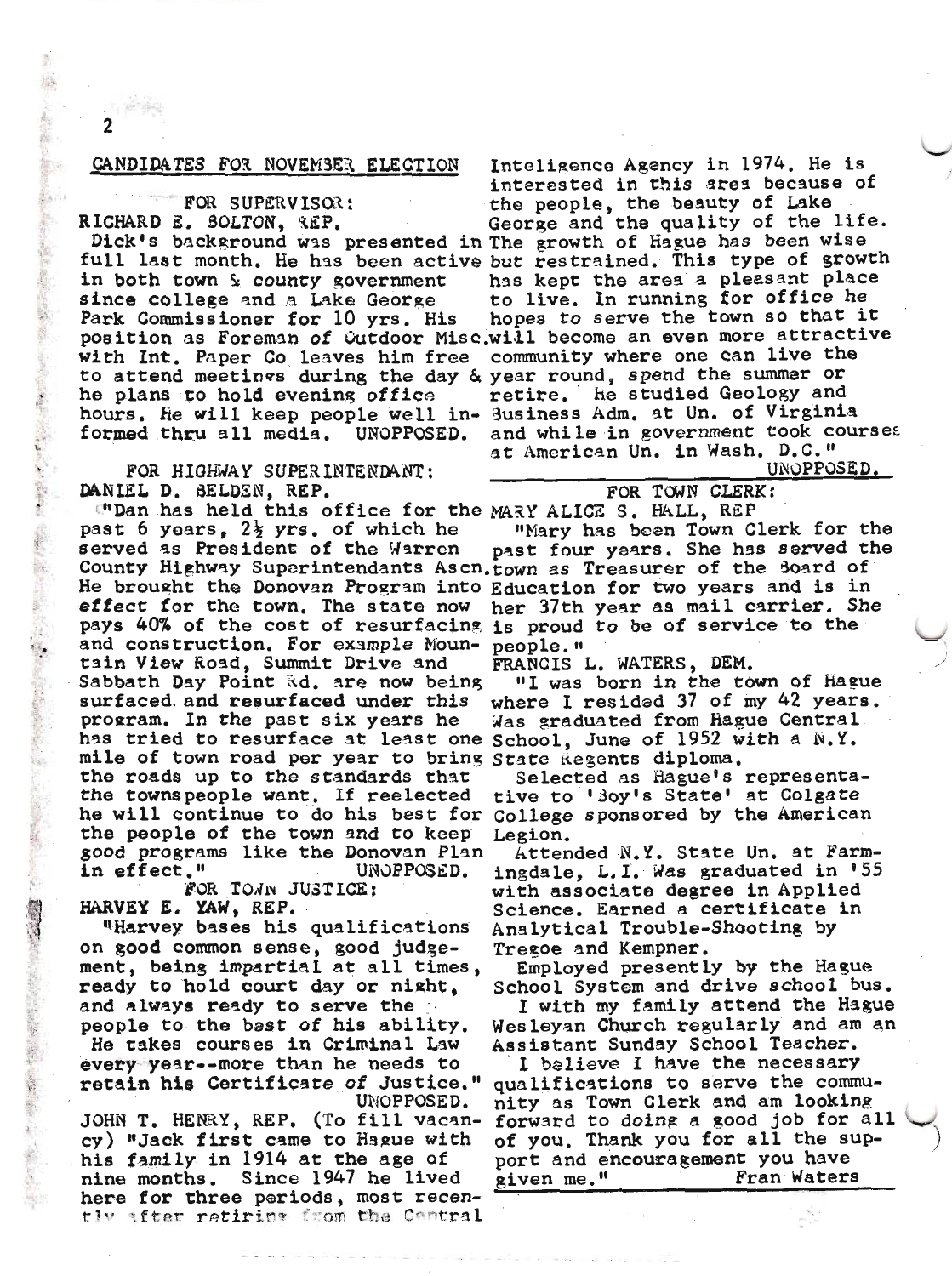## CANDIDATES FOR NOVEMBER ELECTION

### FOR SUPERVISOR:

**RICHARD E. BOLTON, REP.**

Dick's background was presented in full last month. He has been active in both town & county government since college and a Lake George Park Commissioner for 10 yrs. His position as Foreman of Outdoor Misc. with Int. Paper Co leaves him free to attend meetings during the day & he plans to hold evening office hours. He will keep people well informed thru all media. UNOPPOSED.

### FOR HIGHWAY SUPERINTENDANT:

**DANIEL D. BELDEN, REP.**

"Dan has held this office for the past 6 years, 2½ yrs. of which he served as President of the Warren County Highway Superintendants Ascn. He brought the Donovan Program into effect for the town. The state now pays 40% of the cost of resurfacing and construction. For example Mountain View Road, Summit Drive and Sabbath Day Point Rd. are now being surfaced and resurfaced under this program. In the past six years he has tried to resurface at least one mile of town road per year to bring the roads up to the standards that the townspeople want. If reelected he will continue to do his best for the people of the town and to keep good programs like the Donovan Plan in effect." UNOPPOSED.

### FOR TOWN JUSTICE:

**HARVEY E. YAW, REP.**

"Harvey bases his qualifications on good common sense, good judgement, being impartial at all times, ready to hold court day or night, and always ready to serve the people to the best of his ability. He takes courses in Criminal Law every year--more than he needs to retain his Certificate of Justice." UNOPPOSED.

**JOHN T. HENRY, REP.** (To fill vacancy) "Jack first came to Hague with his family in 1914 at the age of nine months. Since 1947 he lived here for three periods, most recently after retiring from the Central Inteligence Agency in 1974. He is interested in this area because of the people, the beauty of Lake George and the quality of the life. The growth of Hague has been wise but restrained. This type of growth has kept the area a pleasant place to live. In running for office he hopes to serve the town so that it will become an even more attractive community where one can live the year round, spend the summer or retire. He studied Geology and Business Adm. at Un. of Virginia and while in government took courses at American Un. in Wash. D.C." UNOPPOSED.

### FOR TOWN CLERK:

**MARY ALICE S. HALL, REP**

"Mary has been Town Clerk for the past four years. She has served the town as Treasurer of the Board of Education for two years and is in her 37th year as mail carrier. She is proud to be of service to the people."

**FRANCIS L. WATERS, DEM.**

"I was born in the town of Hague where I resided 37 of my 42 years. Was graduated from Hague Central School, June of 1952 with a N.Y. State Regents diploma.

Selected as Hague's representative to 'Boy's State' at Colgate College sponsored by the American Legion.

Attended N.Y. State Un. at Farmingdale, L.I. Was graduated in '55 with associate degree in Applied Science. Earned a certificate in Analytical Trouble-Shooting by Tregoe and Kempner.

Employed presently by the Hague School System and drive school bus.

I with my family attend the Hague Wesleyan Church regularly and am an Assistant Sunday School Teacher.

I believe I have the necessary qualifications to serve the community as Town Clerk and am looking forward to doing a good job for all of you. Thank you for all the support and encouragement you have given me." Fran Waters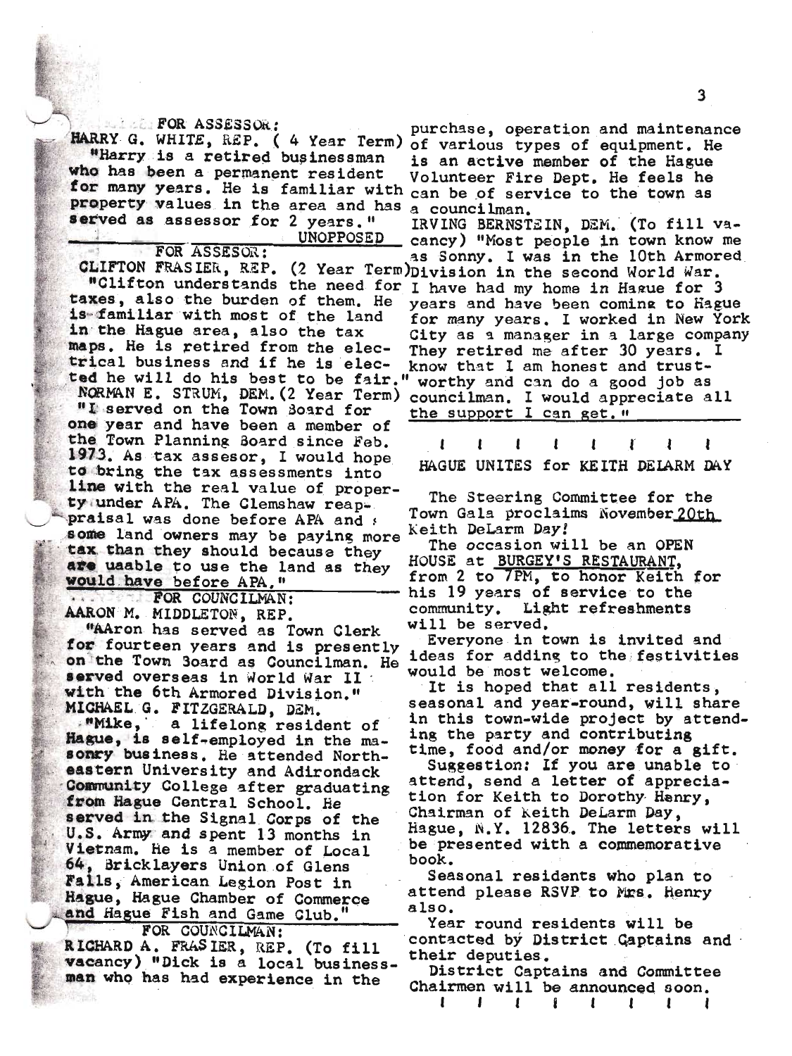FOR ASSESSOR:

HARRY G. WHITE, REP. ( 4 Year Term) "Harry is a retired businessman who has been a permanent resident for many years. He is familiar with property values in the area and has served as assessor for 2 years."

UNOPPOSED

FOR ASSESOR:

CLIFTON FRASIER, REP. (2 Year Term) "Clifton understands the need for taxes, also the burden of them. He is familiar with most of the land in the Hague area, also the tax maps. He is retired from the electrical business and if he is elected he will do his best to be fair."

NORMAN E. STRUM, DEM. (2 Year Term) "I served on the Town Board for one year and have been a member of the Town Planning Board since Feb. 1973. As tax assesor, I would hope to bring the tax assessments into line with the real value of property under APA. The Clemshaw reappraisal was done before APA and some land owners may be paying more tax than they should because they are unable to use the land as they would have before APA."

FOR COUNCILMAN:

AARON M. MIDDLETON, REP.

"AAron has served as Town Clerk for fourteen years and is presently on the Town Board as Councilman. He served overseas in World War II with the 6th Armored Division."

MICHAEL G. FITZGERALD, DEM.

"Mike, a lifelong resident of Hague, is self-employed in the masonry business. He attended Northeastern University and Adirondack Community College after graduating from Hague Central School. He served in the Signal Corps of the U.S. Army and spent 13 months in Vietnam. He is a member of Local 64, Bricklayers Union of Glens Falls, American Legion Post in Hague, Hague Chamber of Commerce and Hague Fish and Game Club."

FOR COUNCILMAN:

RICHARD A. FRASIER, REP. (To fill vacancy) "Dick is a local businessman who has had experience in the purchase, operation and maintenance of various types of equipment. He is an active member of the Hague Volunteer Fire Dept. He feels he can be of service to the town as a councilman.

IRVING BERNSTEIN, DEM. (To fill vacancy) "Most people in town know me as Sonny. I was in the 10th Armored Division in the second World War. I have had my home in Hague for 3 years and have been coming to Hague for many years. I worked in New York City as a manager in a large company They retired me after 30 years. I know that I am honest and trustworthy and can do a good job as councilman. I would appreciate all the support I can get."

! ! ! ! ! ! ! !

## HAGUE UNITES for KEITH DELARM DAY

The Steering Committee for the Town Gala proclaims November 20th Keith DeLarm Day!

The occasion will be an OPEN HOUSE at BURGEY'S RESTAURANT, from 2 to 7PM, to honor Keith for his 19 years of service to the community. Light refreshments will be served.

Everyone in town is invited and ideas for adding to the festivities would be most welcome.

It is hoped that all residents, seasonal and year-round, will share in this town-wide project by attending the party and contributing time, food and/or money for a gift.

Suggestion: If you are unable to attend, send a letter of appreciation for Keith to Dorothy Henry, Chairman of Keith DeLarm Day, Hague, N.Y. 12836. The letters will be presented with a commemorative book.

Seasonal residents who plan to attend please RSVP to Mrs. Henry also.

Year round residents will be contacted by District Captains and their deputies.

District Captains and Committee Chairmen will be announced soon.

! ! ! ! ! ! ! !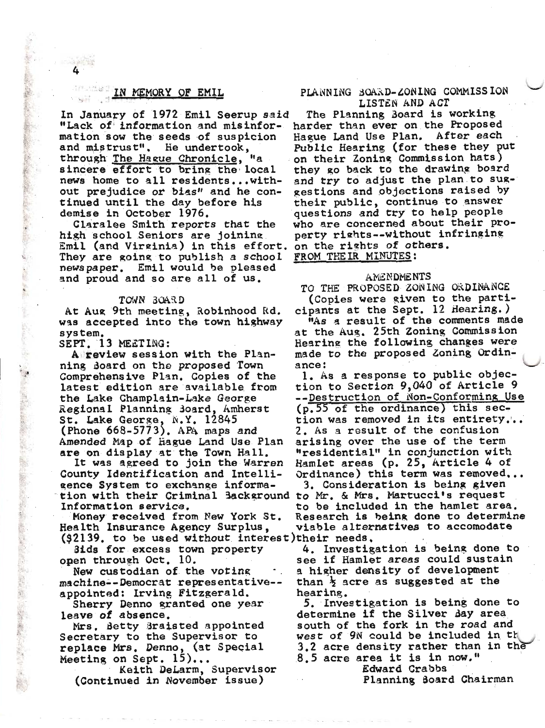## IN MEMORY OF EMIL

In January of 1972 Emil Seerup said "Lack of information and misinformation sow the seeds of suspicion and mistrust". He undertook, through The Hague Chronicle, "a sincere effort to bring the local news home to all residents...without prejudice or bias" and he continued until the day before his demise in October 1976.

Claralee Smith reports that the high school Seniors are joining Emil (and Virginia) in this effort. They are going to publish a school newspaper. Emil would be pleased and proud and so are all of us.

### TOWN BOARD

At Aug 9th meeting, Robinhood Rd. was accepted into the town highway system.

SEPT. 13 MEETING:

A review session with the Planning Board on the proposed Town Comprehensive Plan. Copies of the latest edition are available from the Lake Champlain-Lake George Regional Planning Board, Amherst St. Lake George, N.Y. 12845 (Phone 668-5773). APA maps and Amended Map of Hague Land Use Plan are on display at the Town Hall.

It was agreed to join the Warren County Identification and Intelligence System to exchange information with their Criminal Background Information service.

Money received from New York St. Health Insurance Agency Surplus, ($2139. to be used without interest)

Bids for excess town property open through Oct. 10.

New custodian of the voting machine--Democrat representative--appointed: Irving Fitzgerald.

Sherry Denno granted one year leave of absence.

Mrs. Betty Braisted appointed Secretary to the Supervisor to replace Mrs. Denno, (at Special Meeting on Sept. 15)...

Keith DeLarm, Supervisor
(Continued in November issue)

## PLANNING BOARD-ZONING COMMISSION LISTEN AND ACT

The Planning Board is working harder than ever on the Proposed Hague Land Use Plan. After each Public Hearing (for these they put on their Zoning Commission hats) they go back to the drawing board and try to adjust the plan to suggestions and objections raised by their public, continue to answer questions and try to help people who are concerned about their property rights--without infringing on the rights of others.

FROM THEIR MINUTES:

### AMENDMENTS TO THE PROPOSED ZONING ORDINANCE

(Copies were given to the participants at the Sept. 12 Hearing.)

"As a result of the comments made at the Aug. 25th Zoning Commission Hearing the following changes were made to the proposed Zoning Ordinance:

1. As a response to public objection to Section 9,040 of Article 9 --Destruction of Non-Conforming Use (p.55 of the ordinance) this section was removed in its entirety...
2. As a result of the confusion arising over the use of the term "residential" in conjunction with Hamlet areas (p. 25, Article 4 of Ordinance) this term was removed...
3. Consideration is being given to Mr. & Mrs. Martucci's request to be included in the hamlet area. Research is being done to determine viable alternatives to accomodate their needs.
4. Investigation is being done to see if Hamlet areas could sustain a higher density of development than ½ acre as suggested at the hearing.
5. Investigation is being done to determine if the Silver Bay area south of the fork in the road and west of 9N could be included in the 3.2 acre density rather than in the 8.5 acre area it is in now."

Edward Crabbs
Planning Board Chairman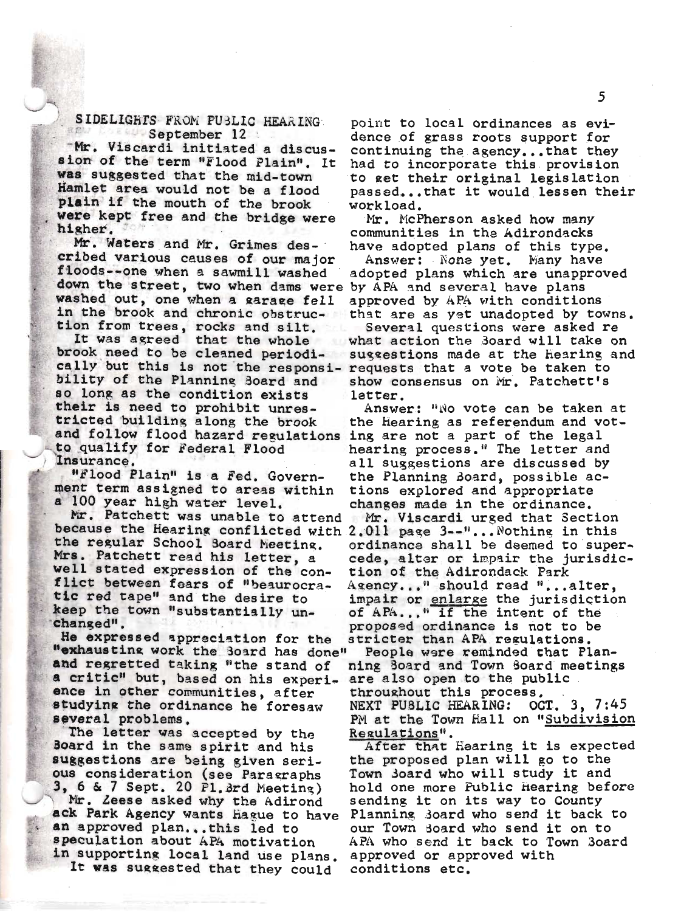## SIDELIGHTS FROM PUBLIC HEARING
### September 12

Mr. Viscardi initiated a discussion of the term "Flood Plain". It was suggested that the mid-town Hamlet area would not be a flood plain if the mouth of the brook were kept free and the bridge were higher.

Mr. Waters and Mr. Grimes described various causes of our major floods--one when a sawmill washed down the street, two when dams were washed out, one when a garage fell in the brook and chronic obstruction from trees, rocks and silt.

It was agreed that the whole brook need to be cleaned periodically but this is not the responsibility of the Planning Board and so long as the condition exists their is need to prohibit unrestricted building along the brook and follow flood hazard regulations to qualify for Federal Flood Insurance.

"Flood Plain" is a Fed. Government term assigned to areas within a 100 year high water level.

Mr. Patchett was unable to attend because the Hearing conflicted with the regular School Board Meeting. Mrs. Patchett read his letter, a well stated expression of the conflict between fears of "beaurocratic red tape" and the desire to keep the town "substantially unchanged".

He expressed appreciation for the "exhausting work the Board has done" and regretted taking "the stand of a critic" but, based on his experience in other communities, after studying the ordinance he foresaw several problems.

The letter was accepted by the Board in the same spirit and his suggestions are being given serious consideration (see Paragraphs 3, 6 & 7 Sept. 20 Pl.Brd Meeting)

Mr. Zeese asked why the Adirondack Park Agency wants Hague to have an approved plan...this led to speculation about APA motivation in supporting local land use plans.

It was suggested that they could point to local ordinances as evidence of grass roots support for continuing the agency...that they had to incorporate this provision to get their original legislation passed...that it would lessen their workload.

Mr. McPherson asked how many communities in the Adirondacks have adopted plans of this type.

Answer: None yet. Many have adopted plans which are unapproved by APA and several have plans approved by APA with conditions that are as yet unadopted by towns.

Several questions were asked re what action the Board will take on suggestions made at the Hearing and requests that a vote be taken to show consensus on Mr. Patchett's letter.

Answer: "No vote can be taken at the Hearing as referendum and voting are not a part of the legal hearing process." The letter and all suggestions are discussed by the Planning Board, possible actions explored and appropriate changes made in the ordinance.

Mr. Viscardi urged that Section 2.011 page 3--"...Nothing in this ordinance shall be deemed to supercede, alter or impair the jurisdiction of the Adirondack Park Agency..." should read "...alter, impair or <u>enlarge</u> the jurisdiction of APA..." if the intent of the proposed ordinance is not to be stricter than APA regulations.

People were reminded that Planning Board and Town Board meetings are also open to the public throughout this process.

NEXT PUBLIC HEARING: OCT. 3, 7:45 PM at the Town Hall on "<u>Subdivision Regulations</u>".

After that Hearing it is expected the proposed plan will go to the Town Board who will study it and hold one more Public Hearing before sending it on its way to County Planning Board who send it back to our Town Board who send it on to APA who send it back to Town Board approved or approved with conditions etc.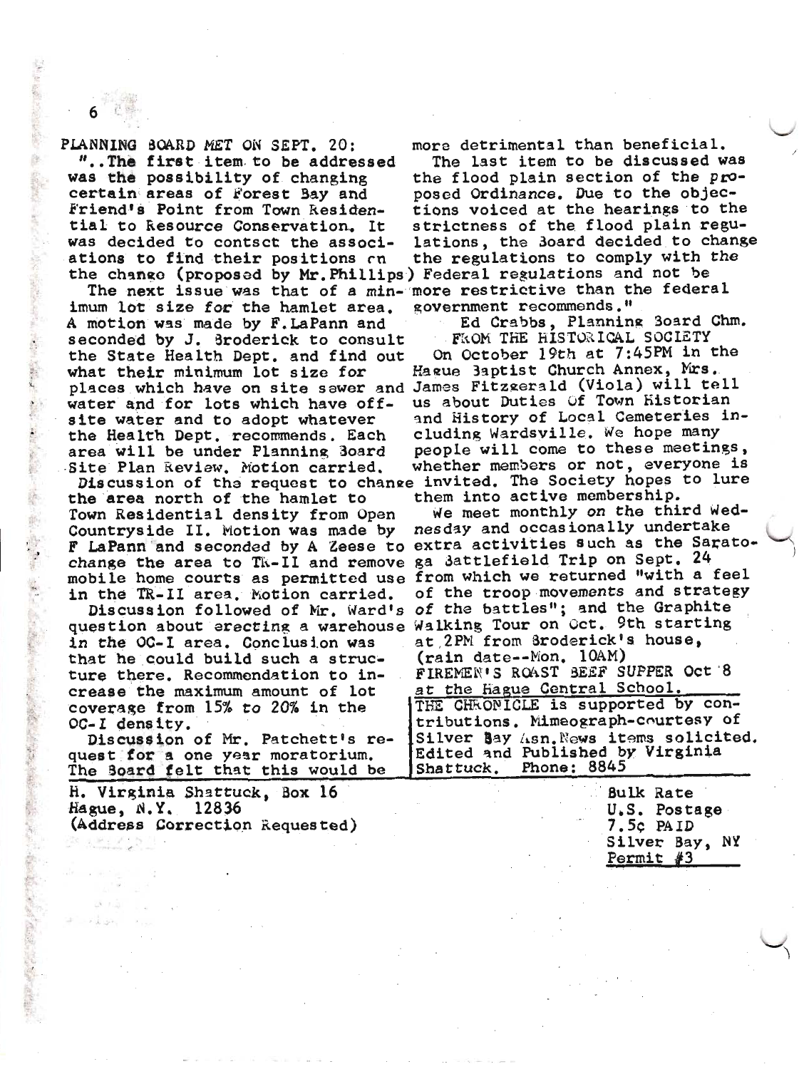PLANNING BOARD MET ON SEPT. 20:

"..The first item to be addressed was the possibility of changing certain areas of Forest Bay and Friend's Point from Town Residential to Resource Conservation. It was decided to contsct the associations to find their positions on the change (proposed by Mr. Phillips)

The next issue was that of a minimum lot size for the hamlet area. A motion was made by F. LaPann and seconded by J. Broderick to consult the State Health Dept. and find out what their minimum lot size for places which have on site sewer and water and for lots which have offsite water and to adopt whatever the Health Dept. recommends. Each area will be under Planning Board Site Plan Review. Motion carried.

Discussion of the request to change the area north of the hamlet to Town Residential density from Open Countryside II. Motion was made by F LaPann and seconded by A Zeese to change the area to TR-II and remove mobile home courts as permitted use in the TR-II area. Motion carried.

Discussion followed of Mr. Ward's question about erecting a warehouse in the OC-I area. Conclusion was that he could build such a structure there. Recommendation to increase the maximum amount of lot coverage from 15% to 20% in the OC-I density.

Discussion of Mr. Patchett's request for a one year moratorium. The Board felt that this would be more detrimental than beneficial.

The last item to be discussed was the flood plain section of the proposed Ordinance. Due to the objections voiced at the hearings to the strictness of the flood plain regulations, the Board decided to change the regulations to comply with the Federal regulations and not be more restrictive than the federal government recommends."

Ed Crabbs, Planning Board Chm.

FROM THE HISTORICAL SOCIETY

On October 19th at 7:45PM in the Hague Baptist Church Annex, Mrs. James Fitzgerald (Viola) will tell us about Duties of Town Historian and History of Local Cemeteries including Wardsville. We hope many people will come to these meetings, whether members or not, everyone is invited. The Society hopes to lure them into active membership.

We meet monthly on the third Wednesday and occasionally undertake extra activities such as the Saratoga Battlefield Trip on Sept. 24 from which we returned "with a feel of the troop movements and strategy of the battles"; and the Graphite Walking Tour on Oct. 9th starting at 2PM from Broderick's house, (rain date--Mon. 10AM)

FIREMEN'S ROAST BEEF SUPPER Oct 8 at the Hague Central School.

THE CHRONICLE is supported by contributions. Mimeograph-courtesy of Silver Bay Asn. News items solicited. Edited and Published by Virginia Shattuck. Phone: 8845

H. Virginia Shattuck, Box 16
Hague, N.Y. 12836
(Address Correction Requested)

Bulk Rate
U.S. Postage
7.5¢ PAID
Silver Bay, NY
Permit #3